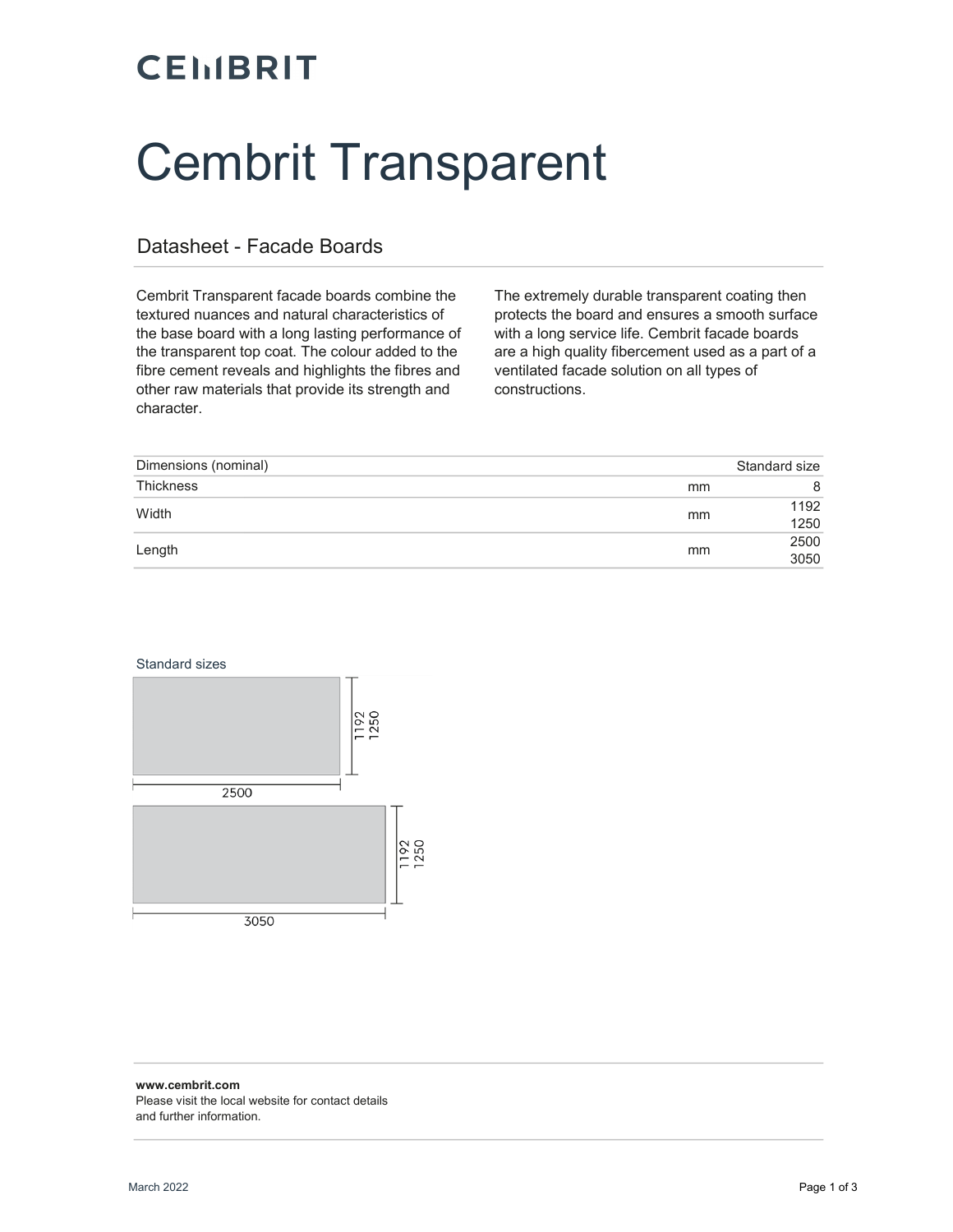CEMBRIT

# Cembrit Transparent

## Datasheet - Facade Boards

Cembrit Transparent facade boards combine the textured nuances and natural characteristics of the base board with a long lasting performance of the transparent top coat. The colour added to the fibre cement reveals and highlights the fibres and other raw materials that provide its strength and character.

The extremely durable transparent coating then protects the board and ensures a smooth surface with a long service life. Cembrit facade boards are a high quality fibercement used as a part of a ventilated facade solution on all types of constructions.

| Dimensions (nominal) | | Standard size |
|---|---|---|
| Thickness | mm | 8 |
| Width | mm | 1192<br>1250 |
| Length | mm | 2500<br>3050 |

Standard sizes

2500 × 1192 / 1250

3050 × 1192 / 1250

**www.cembrit.com**
Please visit the local website for contact details and further information.

March 2022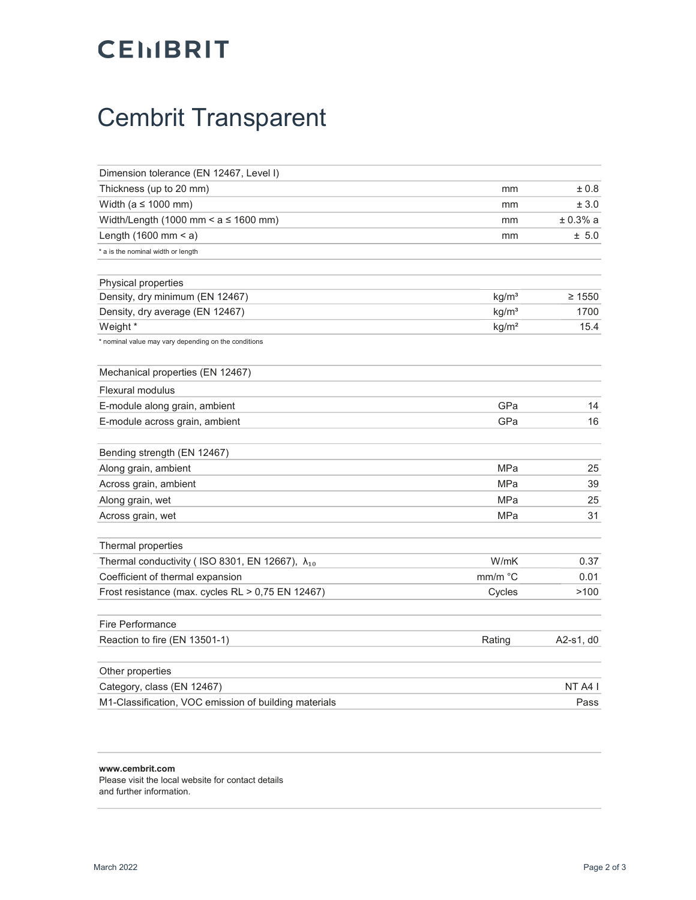# CEMBRIT

# Cembrit Transparent

| Dimension tolerance (EN 12467, Level I) | | |
|---|---|---|
| Thickness (up to 20 mm) | mm | ± 0.8 |
| Width (a ≤ 1000 mm) | mm | ± 3.0 |
| Width/Length (1000 mm < a ≤ 1600 mm) | mm | ± 0.3% a |
| Length (1600 mm < a) | mm | ± 5.0 |

* a is the nominal width or length

| Physical properties | | |
|---|---|---|
| Density, dry minimum (EN 12467) | kg/m³ | ≥ 1550 |
| Density, dry average (EN 12467) | kg/m³ | 1700 |
| Weight * | kg/m² | 15.4 |

* nominal value may vary depending on the conditions

| Mechanical properties (EN 12467) | | |
|---|---|---|
| Flexural modulus | | |
| E-module along grain, ambient | GPa | 14 |
| E-module across grain, ambient | GPa | 16 |

| Bending strength (EN 12467) | | |
|---|---|---|
| Along grain, ambient | MPa | 25 |
| Across grain, ambient | MPa | 39 |
| Along grain, wet | MPa | 25 |
| Across grain, wet | MPa | 31 |

| Thermal properties | | |
|---|---|---|
| Thermal conductivity ( ISO 8301, EN 12667), $\lambda_{10}$ | W/mK | 0.37 |
| Coefficient of thermal expansion | mm/m °C | 0.01 |
| Frost resistance (max. cycles RL > 0,75 EN 12467) | Cycles | >100 |

| Fire Performance | | |
|---|---|---|
| Reaction to fire (EN 13501-1) | Rating | A2-s1, d0 |

| Other properties | |
|---|---|
| Category, class (EN 12467) | NT A4 I |
| M1-Classification, VOC emission of building materials | Pass |

**www.cembrit.com**
Please visit the local website for contact details
and further information.

March 2022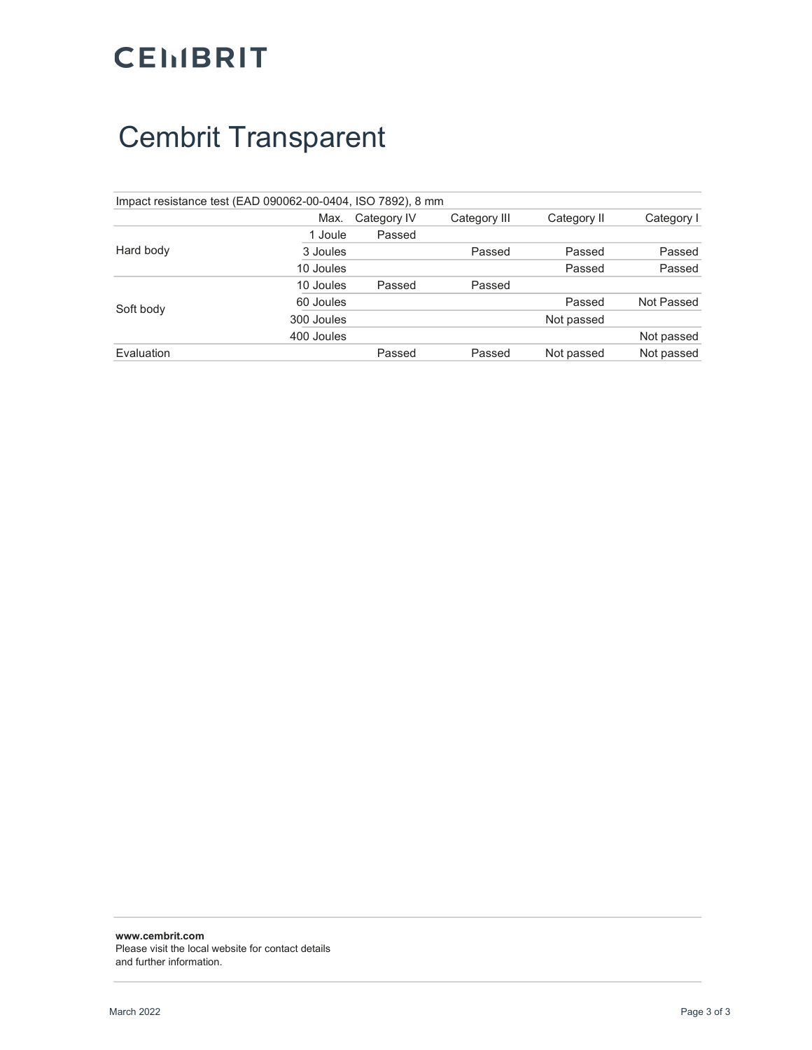# Cembrit Transparent

| Impact resistance test (EAD 090062-00-0404, ISO 7892), 8 mm | | | | | |
|---|---|---|---|---|---|
| | Max. | Category IV | Category III | Category II | Category I |
| Hard body | 1 Joule | Passed | | | |
| | 3 Joules | | Passed | Passed | Passed |
| | 10 Joules | | | Passed | Passed |
| Soft body | 10 Joules | Passed | Passed | | |
| | 60 Joules | | | Passed | Not Passed |
| | 300 Joules | | | Not passed | |
| | 400 Joules | | | | Not passed |
| Evaluation | | Passed | Passed | Not passed | Not passed |

**www.cembrit.com**
Please visit the local website for contact details
and further information.

March 2022